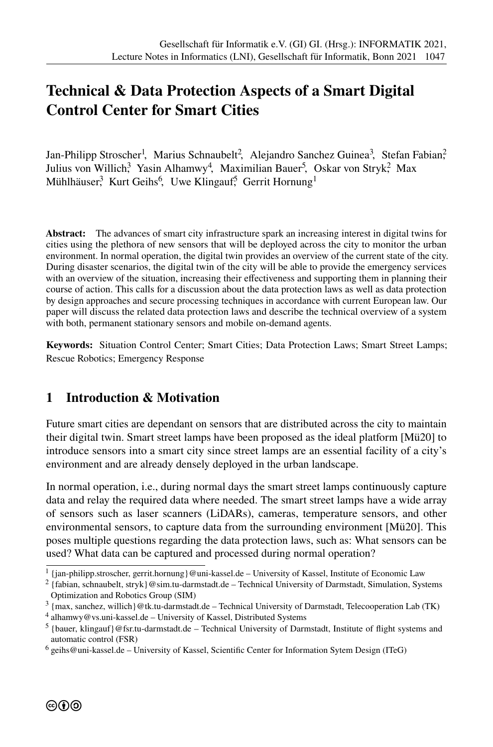# Technical & Data Protection Aspects of a Smart Digital Control Center for Smart Cities

Jan-Philipp Stroscher[1], Marius Schnaubelt[2], Alejandro Sanchez Guinea[3], Stefan Fabian[2], Julius von Willich[3], Yasin Alhamwy[4], Maximilian Bauer[5], Oskar von Stryk[2], Max Mühlhäuser[3], Kurt Geihs[6], Uwe Klingauf[5], Gerrit Hornung[1]

**Abstract:** The advances of smart city infrastructure spark an increasing interest in digital twins for cities using the plethora of new sensors that will be deployed across the city to monitor the urban environment. In normal operation, the digital twin provides an overview of the current state of the city. During disaster scenarios, the digital twin of the city will be able to provide the emergency services with an overview of the situation, increasing their effectiveness and supporting them in planning their course of action. This calls for a discussion about the data protection laws as well as data protection by design approaches and secure processing techniques in accordance with current European law. Our paper will discuss the related data protection laws and describe the technical overview of a system with both, permanent stationary sensors and mobile on-demand agents.

**Keywords:** Situation Control Center; Smart Cities; Data Protection Laws; Smart Street Lamps; Rescue Robotics; Emergency Response

## 1 Introduction & Motivation

Future smart cities are dependant on sensors that are distributed across the city to maintain their digital twin. Smart street lamps have been proposed as the ideal platform [Mü20] to introduce sensors into a smart city since street lamps are an essential facility of a city's environment and are already densely deployed in the urban landscape.

In normal operation, i.e., during normal days the smart street lamps continuously capture data and relay the required data where needed. The smart street lamps have a wide array of sensors such as laser scanners (LiDARs), cameras, temperature sensors, and other environmental sensors, to capture data from the surrounding environment [Mü20]. This poses multiple questions regarding the data protection laws, such as: What sensors can be used? What data can be captured and processed during normal operation?

[1] {jan-philipp.stroscher, gerrit.hornung}@uni-kassel.de – University of Kassel, Institute of Economic Law

[2] {fabian, schnaubelt, stryk}@sim.tu-darmstadt.de – Technical University of Darmstadt, Simulation, Systems Optimization and Robotics Group (SIM)

[3] {max, sanchez, willich}@tk.tu-darmstadt.de – Technical University of Darmstadt, Telecooperation Lab (TK)

[4] alhamwy@vs.uni-kassel.de – University of Kassel, Distributed Systems

[5] {bauer, klingauf}@fsr.tu-darmstadt.de – Technical University of Darmstadt, Institute of flight systems and automatic control (FSR)

[6] geihs@uni-kassel.de – University of Kassel, Scientific Center for Information Sytem Design (ITeG)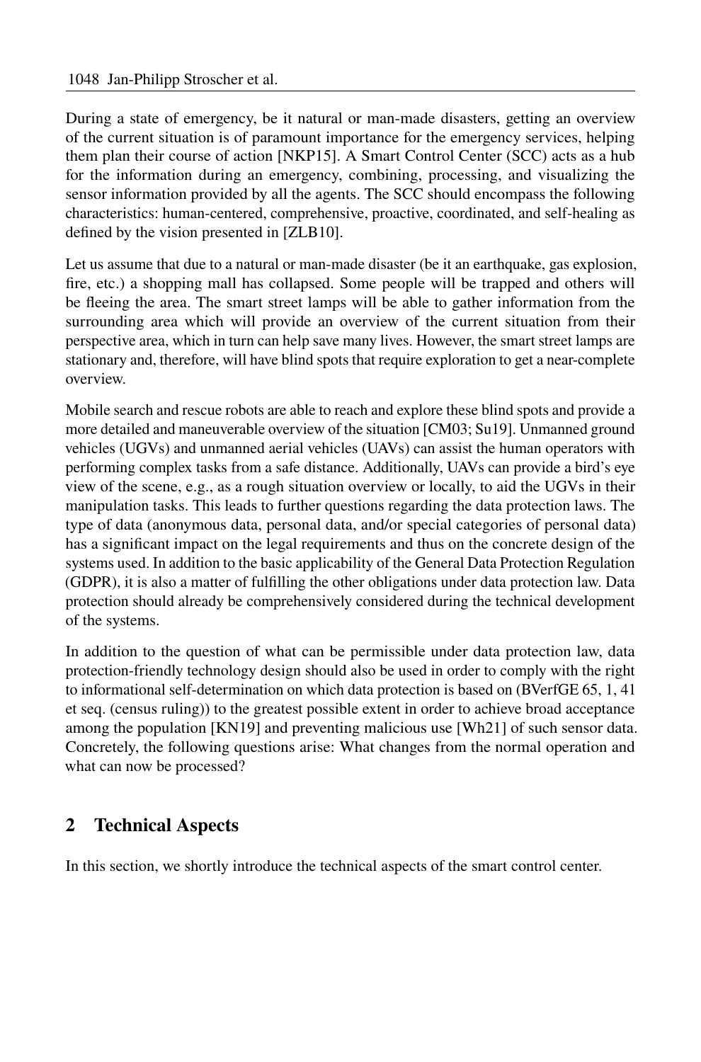During a state of emergency, be it natural or man-made disasters, getting an overview of the current situation is of paramount importance for the emergency services, helping them plan their course of action [NKP15]. A Smart Control Center (SCC) acts as a hub for the information during an emergency, combining, processing, and visualizing the sensor information provided by all the agents. The SCC should encompass the following characteristics: human-centered, comprehensive, proactive, coordinated, and self-healing as defined by the vision presented in [ZLB10].

Let us assume that due to a natural or man-made disaster (be it an earthquake, gas explosion, fire, etc.) a shopping mall has collapsed. Some people will be trapped and others will be fleeing the area. The smart street lamps will be able to gather information from the surrounding area which will provide an overview of the current situation from their perspective area, which in turn can help save many lives. However, the smart street lamps are stationary and, therefore, will have blind spots that require exploration to get a near-complete overview.

Mobile search and rescue robots are able to reach and explore these blind spots and provide a more detailed and maneuverable overview of the situation [CM03; Su19]. Unmanned ground vehicles (UGVs) and unmanned aerial vehicles (UAVs) can assist the human operators with performing complex tasks from a safe distance. Additionally, UAVs can provide a bird's eye view of the scene, e.g., as a rough situation overview or locally, to aid the UGVs in their manipulation tasks. This leads to further questions regarding the data protection laws. The type of data (anonymous data, personal data, and/or special categories of personal data) has a significant impact on the legal requirements and thus on the concrete design of the systems used. In addition to the basic applicability of the General Data Protection Regulation (GDPR), it is also a matter of fulfilling the other obligations under data protection law. Data protection should already be comprehensively considered during the technical development of the systems.

In addition to the question of what can be permissible under data protection law, data protection-friendly technology design should also be used in order to comply with the right to informational self-determination on which data protection is based on (BVerfGE 65, 1, 41 et seq. (census ruling)) to the greatest possible extent in order to achieve broad acceptance among the population [KN19] and preventing malicious use [Wh21] of such sensor data. Concretely, the following questions arise: What changes from the normal operation and what can now be processed?

## 2 Technical Aspects

In this section, we shortly introduce the technical aspects of the smart control center.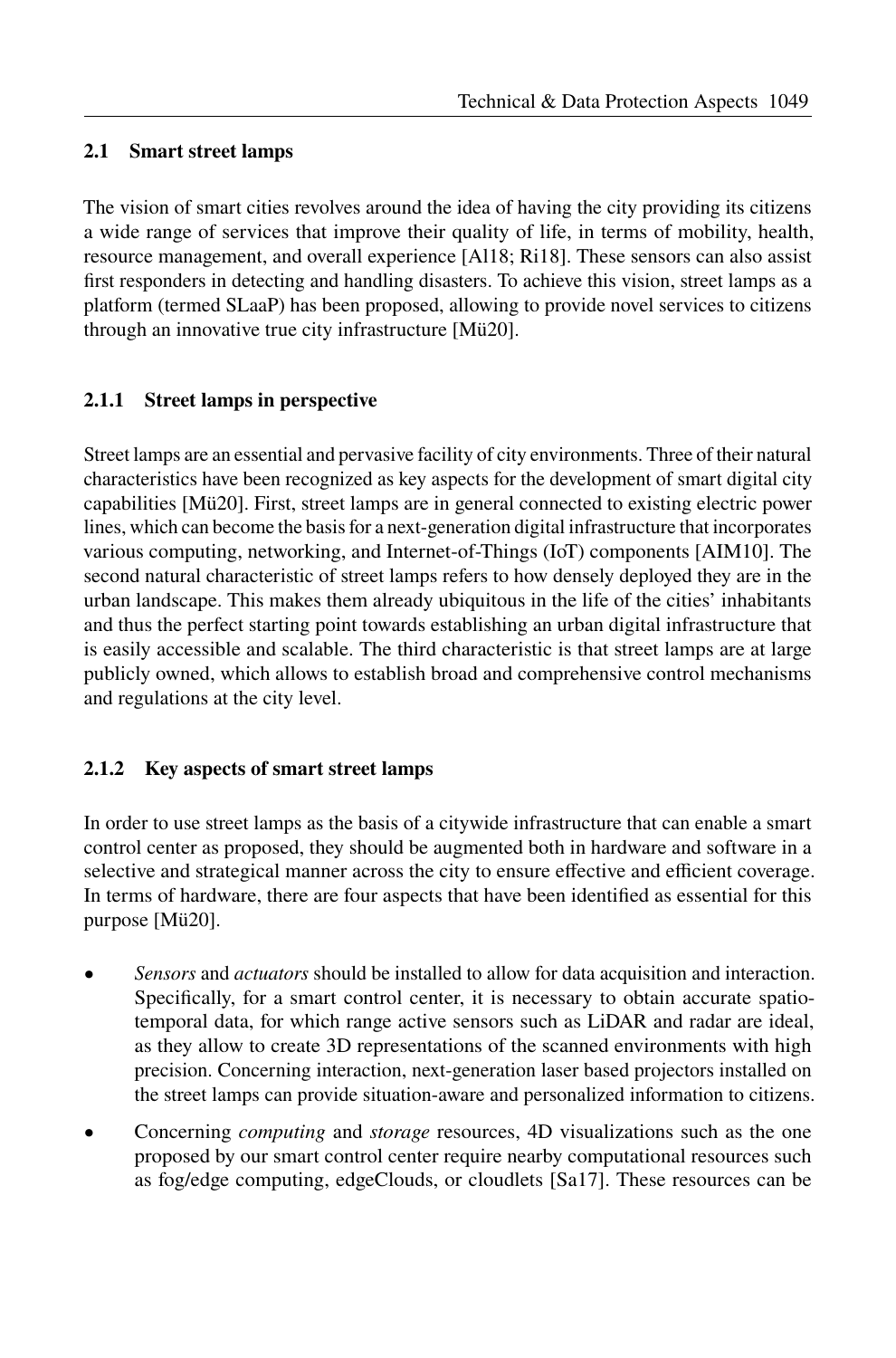### 2.1 Smart street lamps

The vision of smart cities revolves around the idea of having the city providing its citizens a wide range of services that improve their quality of life, in terms of mobility, health, resource management, and overall experience [Al18; Ri18]. These sensors can also assist first responders in detecting and handling disasters. To achieve this vision, street lamps as a platform (termed SLaaP) has been proposed, allowing to provide novel services to citizens through an innovative true city infrastructure [Mü20].

#### 2.1.1 Street lamps in perspective

Street lamps are an essential and pervasive facility of city environments. Three of their natural characteristics have been recognized as key aspects for the development of smart digital city capabilities [Mü20]. First, street lamps are in general connected to existing electric power lines, which can become the basis for a next-generation digital infrastructure that incorporates various computing, networking, and Internet-of-Things (IoT) components [AIM10]. The second natural characteristic of street lamps refers to how densely deployed they are in the urban landscape. This makes them already ubiquitous in the life of the cities' inhabitants and thus the perfect starting point towards establishing an urban digital infrastructure that is easily accessible and scalable. The third characteristic is that street lamps are at large publicly owned, which allows to establish broad and comprehensive control mechanisms and regulations at the city level.

#### 2.1.2 Key aspects of smart street lamps

In order to use street lamps as the basis of a citywide infrastructure that can enable a smart control center as proposed, they should be augmented both in hardware and software in a selective and strategical manner across the city to ensure effective and efficient coverage. In terms of hardware, there are four aspects that have been identified as essential for this purpose [Mü20].

- *Sensors* and *actuators* should be installed to allow for data acquisition and interaction. Specifically, for a smart control center, it is necessary to obtain accurate spatio-temporal data, for which range active sensors such as LiDAR and radar are ideal, as they allow to create 3D representations of the scanned environments with high precision. Concerning interaction, next-generation laser based projectors installed on the street lamps can provide situation-aware and personalized information to citizens.
- Concerning *computing* and *storage* resources, 4D visualizations such as the one proposed by our smart control center require nearby computational resources such as fog/edge computing, edgeClouds, or cloudlets [Sa17]. These resources can be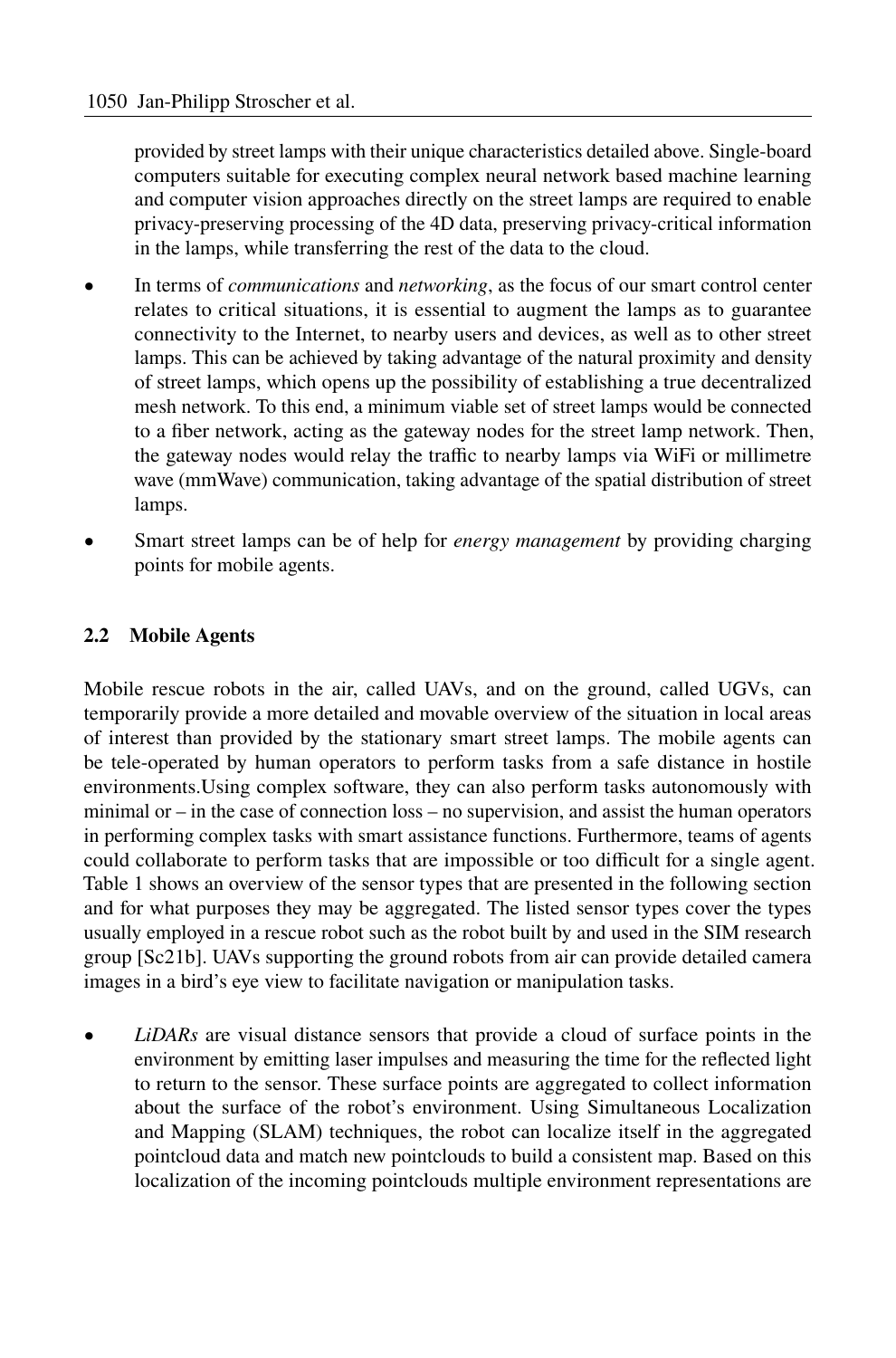provided by street lamps with their unique characteristics detailed above. Single-board computers suitable for executing complex neural network based machine learning and computer vision approaches directly on the street lamps are required to enable privacy-preserving processing of the 4D data, preserving privacy-critical information in the lamps, while transferring the rest of the data to the cloud.

- In terms of *communications* and *networking*, as the focus of our smart control center relates to critical situations, it is essential to augment the lamps as to guarantee connectivity to the Internet, to nearby users and devices, as well as to other street lamps. This can be achieved by taking advantage of the natural proximity and density of street lamps, which opens up the possibility of establishing a true decentralized mesh network. To this end, a minimum viable set of street lamps would be connected to a fiber network, acting as the gateway nodes for the street lamp network. Then, the gateway nodes would relay the traffic to nearby lamps via WiFi or millimetre wave (mmWave) communication, taking advantage of the spatial distribution of street lamps.
- Smart street lamps can be of help for *energy management* by providing charging points for mobile agents.

### 2.2 Mobile Agents

Mobile rescue robots in the air, called UAVs, and on the ground, called UGVs, can temporarily provide a more detailed and movable overview of the situation in local areas of interest than provided by the stationary smart street lamps. The mobile agents can be tele-operated by human operators to perform tasks from a safe distance in hostile environments.Using complex software, they can also perform tasks autonomously with minimal or – in the case of connection loss – no supervision, and assist the human operators in performing complex tasks with smart assistance functions. Furthermore, teams of agents could collaborate to perform tasks that are impossible or too difficult for a single agent. Table 1 shows an overview of the sensor types that are presented in the following section and for what purposes they may be aggregated. The listed sensor types cover the types usually employed in a rescue robot such as the robot built by and used in the SIM research group [Sc21b]. UAVs supporting the ground robots from air can provide detailed camera images in a bird's eye view to facilitate navigation or manipulation tasks.

- *LiDARs* are visual distance sensors that provide a cloud of surface points in the environment by emitting laser impulses and measuring the time for the reflected light to return to the sensor. These surface points are aggregated to collect information about the surface of the robot's environment. Using Simultaneous Localization and Mapping (SLAM) techniques, the robot can localize itself in the aggregated pointcloud data and match new pointclouds to build a consistent map. Based on this localization of the incoming pointclouds multiple environment representations are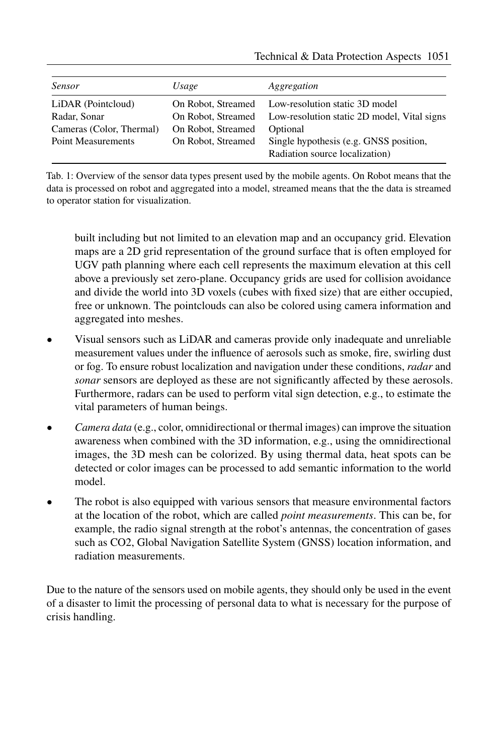| *Sensor* | *Usage* | *Aggregation* |
|---|---|---|
| LiDAR (Pointcloud) | On Robot, Streamed | Low-resolution static 3D model |
| Radar, Sonar | On Robot, Streamed | Low-resolution static 2D model, Vital signs |
| Cameras (Color, Thermal) | On Robot, Streamed | Optional |
| Point Measurements | On Robot, Streamed | Single hypothesis (e.g. GNSS position, Radiation source localization) |

Tab. 1: Overview of the sensor data types present used by the mobile agents. On Robot means that the data is processed on robot and aggregated into a model, streamed means that the the data is streamed to operator station for visualization.

built including but not limited to an elevation map and an occupancy grid. Elevation maps are a 2D grid representation of the ground surface that is often employed for UGV path planning where each cell represents the maximum elevation at this cell above a previously set zero-plane. Occupancy grids are used for collision avoidance and divide the world into 3D voxels (cubes with fixed size) that are either occupied, free or unknown. The pointclouds can also be colored using camera information and aggregated into meshes.

- Visual sensors such as LiDAR and cameras provide only inadequate and unreliable measurement values under the influence of aerosols such as smoke, fire, swirling dust or fog. To ensure robust localization and navigation under these conditions, *radar* and *sonar* sensors are deployed as these are not significantly affected by these aerosols. Furthermore, radars can be used to perform vital sign detection, e.g., to estimate the vital parameters of human beings.
- *Camera data* (e.g., color, omnidirectional or thermal images) can improve the situation awareness when combined with the 3D information, e.g., using the omnidirectional images, the 3D mesh can be colorized. By using thermal data, heat spots can be detected or color images can be processed to add semantic information to the world model.
- The robot is also equipped with various sensors that measure environmental factors at the location of the robot, which are called *point measurements*. This can be, for example, the radio signal strength at the robot's antennas, the concentration of gases such as CO2, Global Navigation Satellite System (GNSS) location information, and radiation measurements.

Due to the nature of the sensors used on mobile agents, they should only be used in the event of a disaster to limit the processing of personal data to what is necessary for the purpose of crisis handling.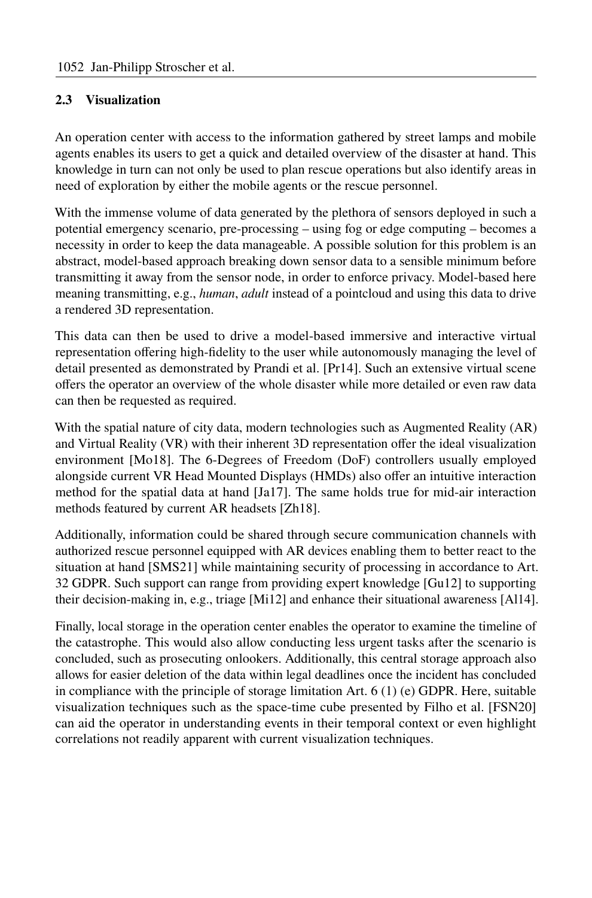### 2.3 Visualization

An operation center with access to the information gathered by street lamps and mobile agents enables its users to get a quick and detailed overview of the disaster at hand. This knowledge in turn can not only be used to plan rescue operations but also identify areas in need of exploration by either the mobile agents or the rescue personnel.

With the immense volume of data generated by the plethora of sensors deployed in such a potential emergency scenario, pre-processing – using fog or edge computing – becomes a necessity in order to keep the data manageable. A possible solution for this problem is an abstract, model-based approach breaking down sensor data to a sensible minimum before transmitting it away from the sensor node, in order to enforce privacy. Model-based here meaning transmitting, e.g., *human*, *adult* instead of a pointcloud and using this data to drive a rendered 3D representation.

This data can then be used to drive a model-based immersive and interactive virtual representation offering high-fidelity to the user while autonomously managing the level of detail presented as demonstrated by Prandi et al. [Pr14]. Such an extensive virtual scene offers the operator an overview of the whole disaster while more detailed or even raw data can then be requested as required.

With the spatial nature of city data, modern technologies such as Augmented Reality (AR) and Virtual Reality (VR) with their inherent 3D representation offer the ideal visualization environment [Mo18]. The 6-Degrees of Freedom (DoF) controllers usually employed alongside current VR Head Mounted Displays (HMDs) also offer an intuitive interaction method for the spatial data at hand [Ja17]. The same holds true for mid-air interaction methods featured by current AR headsets [Zh18].

Additionally, information could be shared through secure communication channels with authorized rescue personnel equipped with AR devices enabling them to better react to the situation at hand [SMS21] while maintaining security of processing in accordance to Art. 32 GDPR. Such support can range from providing expert knowledge [Gu12] to supporting their decision-making in, e.g., triage [Mi12] and enhance their situational awareness [Al14].

Finally, local storage in the operation center enables the operator to examine the timeline of the catastrophe. This would also allow conducting less urgent tasks after the scenario is concluded, such as prosecuting onlookers. Additionally, this central storage approach also allows for easier deletion of the data within legal deadlines once the incident has concluded in compliance with the principle of storage limitation Art. 6 (1) (e) GDPR. Here, suitable visualization techniques such as the space-time cube presented by Filho et al. [FSN20] can aid the operator in understanding events in their temporal context or even highlight correlations not readily apparent with current visualization techniques.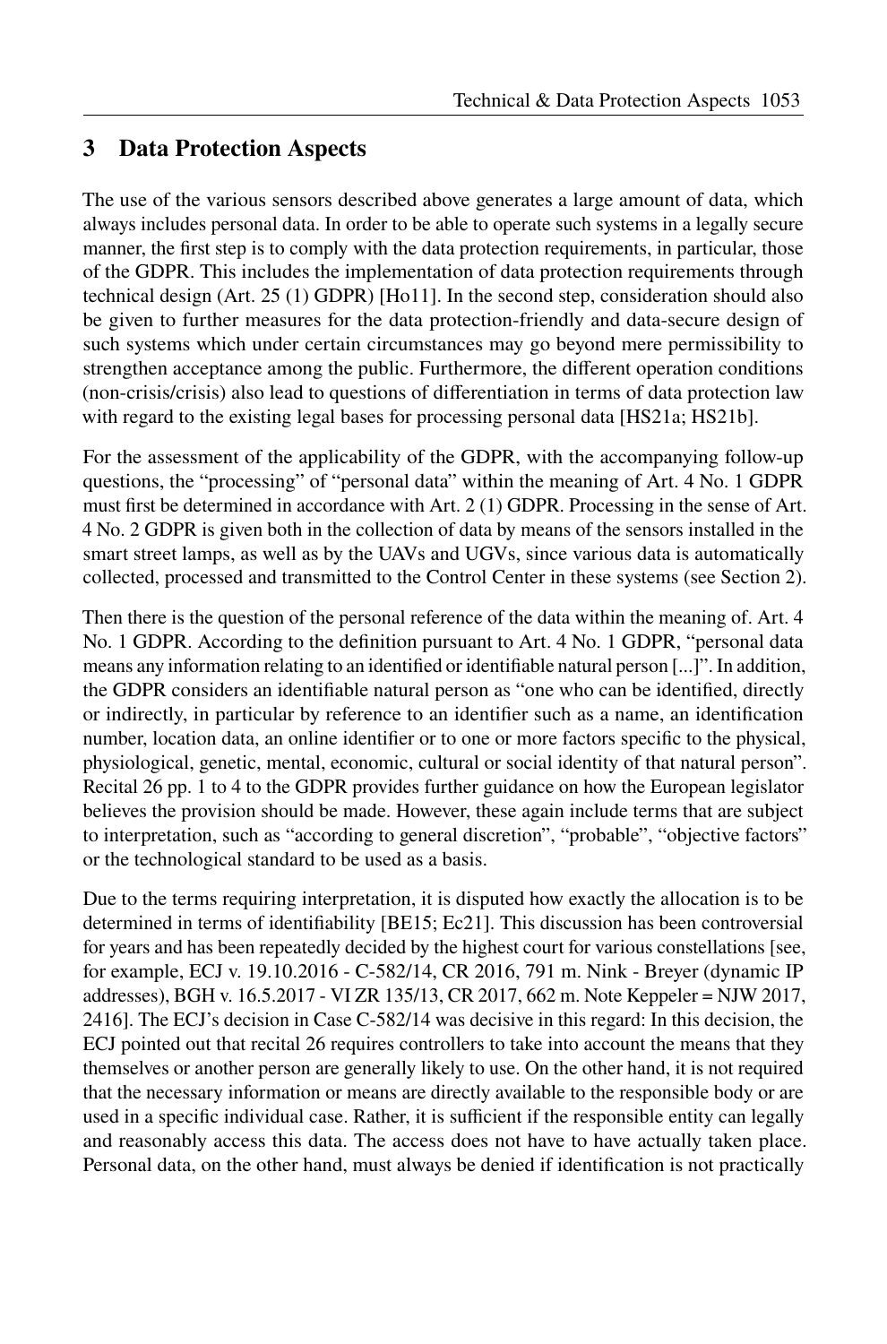## 3 Data Protection Aspects

The use of the various sensors described above generates a large amount of data, which always includes personal data. In order to be able to operate such systems in a legally secure manner, the first step is to comply with the data protection requirements, in particular, those of the GDPR. This includes the implementation of data protection requirements through technical design (Art. 25 (1) GDPR) [Ho11]. In the second step, consideration should also be given to further measures for the data protection-friendly and data-secure design of such systems which under certain circumstances may go beyond mere permissibility to strengthen acceptance among the public. Furthermore, the different operation conditions (non-crisis/crisis) also lead to questions of differentiation in terms of data protection law with regard to the existing legal bases for processing personal data [HS21a; HS21b].

For the assessment of the applicability of the GDPR, with the accompanying follow-up questions, the "processing" of "personal data" within the meaning of Art. 4 No. 1 GDPR must first be determined in accordance with Art. 2 (1) GDPR. Processing in the sense of Art. 4 No. 2 GDPR is given both in the collection of data by means of the sensors installed in the smart street lamps, as well as by the UAVs and UGVs, since various data is automatically collected, processed and transmitted to the Control Center in these systems (see Section 2).

Then there is the question of the personal reference of the data within the meaning of. Art. 4 No. 1 GDPR. According to the definition pursuant to Art. 4 No. 1 GDPR, "personal data means any information relating to an identified or identifiable natural person [...]". In addition, the GDPR considers an identifiable natural person as "one who can be identified, directly or indirectly, in particular by reference to an identifier such as a name, an identification number, location data, an online identifier or to one or more factors specific to the physical, physiological, genetic, mental, economic, cultural or social identity of that natural person". Recital 26 pp. 1 to 4 to the GDPR provides further guidance on how the European legislator believes the provision should be made. However, these again include terms that are subject to interpretation, such as "according to general discretion", "probable", "objective factors" or the technological standard to be used as a basis.

Due to the terms requiring interpretation, it is disputed how exactly the allocation is to be determined in terms of identifiability [BE15; Ec21]. This discussion has been controversial for years and has been repeatedly decided by the highest court for various constellations [see, for example, ECJ v. 19.10.2016 - C-582/14, CR 2016, 791 m. Nink - Breyer (dynamic IP addresses), BGH v. 16.5.2017 - VI ZR 135/13, CR 2017, 662 m. Note Keppeler = NJW 2017, 2416]. The ECJ's decision in Case C-582/14 was decisive in this regard: In this decision, the ECJ pointed out that recital 26 requires controllers to take into account the means that they themselves or another person are generally likely to use. On the other hand, it is not required that the necessary information or means are directly available to the responsible body or are used in a specific individual case. Rather, it is sufficient if the responsible entity can legally and reasonably access this data. The access does not have to have actually taken place. Personal data, on the other hand, must always be denied if identification is not practically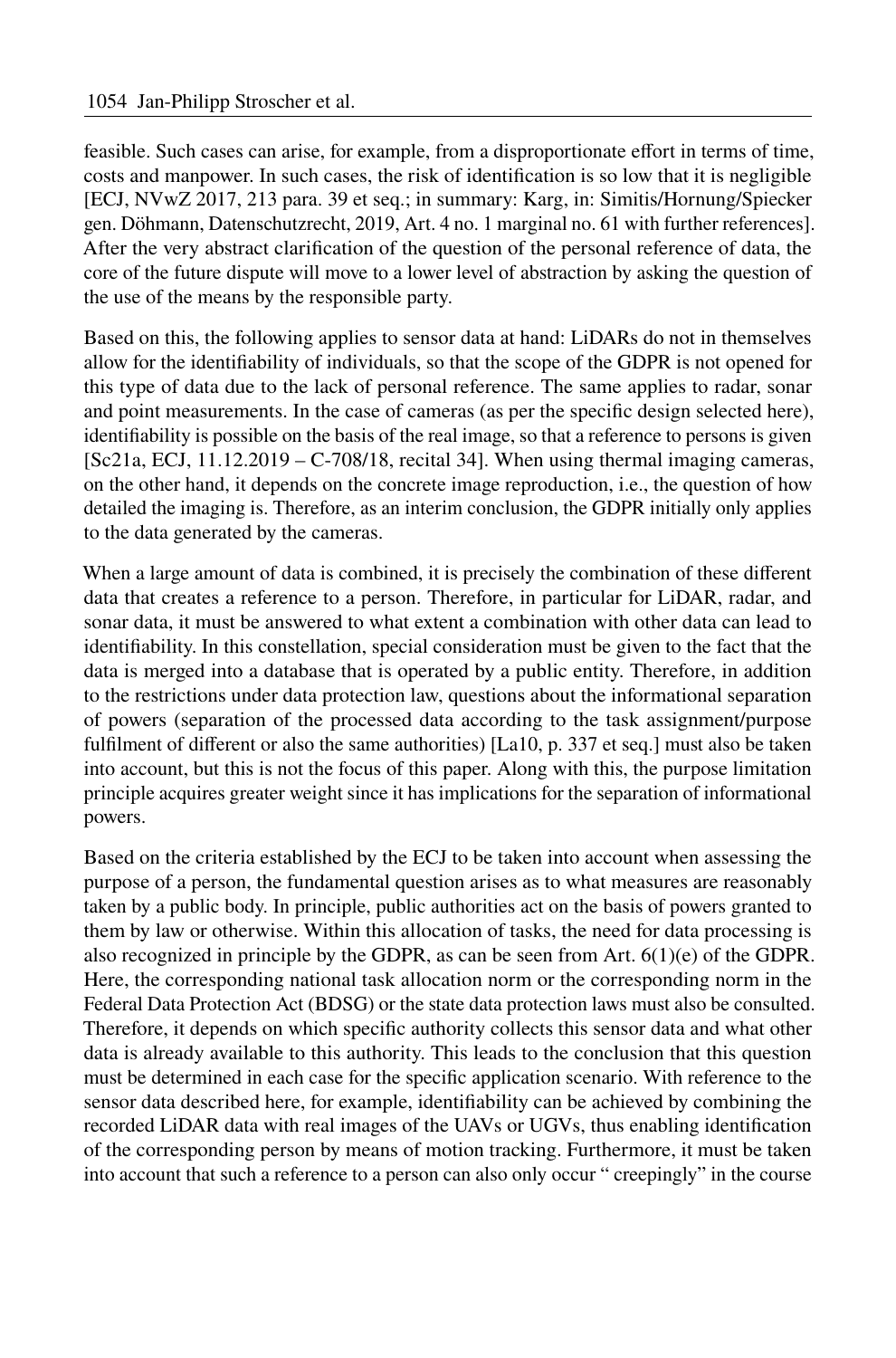feasible. Such cases can arise, for example, from a disproportionate effort in terms of time, costs and manpower. In such cases, the risk of identification is so low that it is negligible [ECJ, NVwZ 2017, 213 para. 39 et seq.; in summary: Karg, in: Simitis/Hornung/Spiecker gen. Döhmann, Datenschutzrecht, 2019, Art. 4 no. 1 marginal no. 61 with further references]. After the very abstract clarification of the question of the personal reference of data, the core of the future dispute will move to a lower level of abstraction by asking the question of the use of the means by the responsible party.

Based on this, the following applies to sensor data at hand: LiDARs do not in themselves allow for the identifiability of individuals, so that the scope of the GDPR is not opened for this type of data due to the lack of personal reference. The same applies to radar, sonar and point measurements. In the case of cameras (as per the specific design selected here), identifiability is possible on the basis of the real image, so that a reference to persons is given [Sc21a, ECJ, 11.12.2019 – C-708/18, recital 34]. When using thermal imaging cameras, on the other hand, it depends on the concrete image reproduction, i.e., the question of how detailed the imaging is. Therefore, as an interim conclusion, the GDPR initially only applies to the data generated by the cameras.

When a large amount of data is combined, it is precisely the combination of these different data that creates a reference to a person. Therefore, in particular for LiDAR, radar, and sonar data, it must be answered to what extent a combination with other data can lead to identifiability. In this constellation, special consideration must be given to the fact that the data is merged into a database that is operated by a public entity. Therefore, in addition to the restrictions under data protection law, questions about the informational separation of powers (separation of the processed data according to the task assignment/purpose fulfilment of different or also the same authorities) [La10, p. 337 et seq.] must also be taken into account, but this is not the focus of this paper. Along with this, the purpose limitation principle acquires greater weight since it has implications for the separation of informational powers.

Based on the criteria established by the ECJ to be taken into account when assessing the purpose of a person, the fundamental question arises as to what measures are reasonably taken by a public body. In principle, public authorities act on the basis of powers granted to them by law or otherwise. Within this allocation of tasks, the need for data processing is also recognized in principle by the GDPR, as can be seen from Art. 6(1)(e) of the GDPR. Here, the corresponding national task allocation norm or the corresponding norm in the Federal Data Protection Act (BDSG) or the state data protection laws must also be consulted. Therefore, it depends on which specific authority collects this sensor data and what other data is already available to this authority. This leads to the conclusion that this question must be determined in each case for the specific application scenario. With reference to the sensor data described here, for example, identifiability can be achieved by combining the recorded LiDAR data with real images of the UAVs or UGVs, thus enabling identification of the corresponding person by means of motion tracking. Furthermore, it must be taken into account that such a reference to a person can also only occur " creepingly" in the course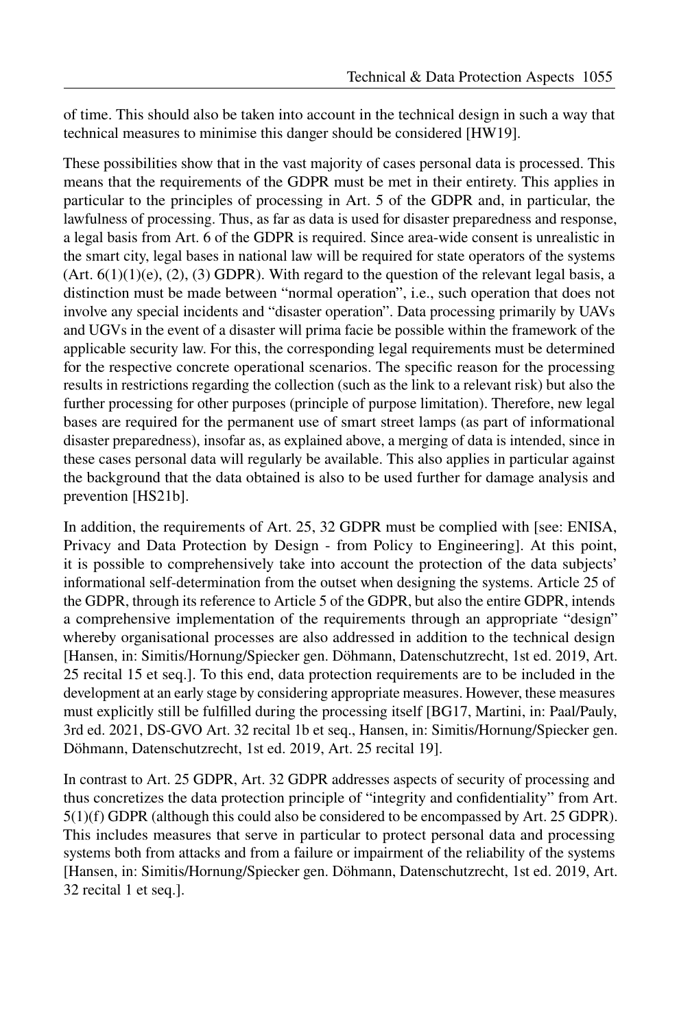of time. This should also be taken into account in the technical design in such a way that technical measures to minimise this danger should be considered [HW19].

These possibilities show that in the vast majority of cases personal data is processed. This means that the requirements of the GDPR must be met in their entirety. This applies in particular to the principles of processing in Art. 5 of the GDPR and, in particular, the lawfulness of processing. Thus, as far as data is used for disaster preparedness and response, a legal basis from Art. 6 of the GDPR is required. Since area-wide consent is unrealistic in the smart city, legal bases in national law will be required for state operators of the systems (Art. 6(1)(1)(e), (2), (3) GDPR). With regard to the question of the relevant legal basis, a distinction must be made between "normal operation", i.e., such operation that does not involve any special incidents and "disaster operation". Data processing primarily by UAVs and UGVs in the event of a disaster will prima facie be possible within the framework of the applicable security law. For this, the corresponding legal requirements must be determined for the respective concrete operational scenarios. The specific reason for the processing results in restrictions regarding the collection (such as the link to a relevant risk) but also the further processing for other purposes (principle of purpose limitation). Therefore, new legal bases are required for the permanent use of smart street lamps (as part of informational disaster preparedness), insofar as, as explained above, a merging of data is intended, since in these cases personal data will regularly be available. This also applies in particular against the background that the data obtained is also to be used further for damage analysis and prevention [HS21b].

In addition, the requirements of Art. 25, 32 GDPR must be complied with [see: ENISA, Privacy and Data Protection by Design - from Policy to Engineering]. At this point, it is possible to comprehensively take into account the protection of the data subjects' informational self-determination from the outset when designing the systems. Article 25 of the GDPR, through its reference to Article 5 of the GDPR, but also the entire GDPR, intends a comprehensive implementation of the requirements through an appropriate "design" whereby organisational processes are also addressed in addition to the technical design [Hansen, in: Simitis/Hornung/Spiecker gen. Döhmann, Datenschutzrecht, 1st ed. 2019, Art. 25 recital 15 et seq.]. To this end, data protection requirements are to be included in the development at an early stage by considering appropriate measures. However, these measures must explicitly still be fulfilled during the processing itself [BG17, Martini, in: Paal/Pauly, 3rd ed. 2021, DS-GVO Art. 32 recital 1b et seq., Hansen, in: Simitis/Hornung/Spiecker gen. Döhmann, Datenschutzrecht, 1st ed. 2019, Art. 25 recital 19].

In contrast to Art. 25 GDPR, Art. 32 GDPR addresses aspects of security of processing and thus concretizes the data protection principle of "integrity and confidentiality" from Art. 5(1)(f) GDPR (although this could also be considered to be encompassed by Art. 25 GDPR). This includes measures that serve in particular to protect personal data and processing systems both from attacks and from a failure or impairment of the reliability of the systems [Hansen, in: Simitis/Hornung/Spiecker gen. Döhmann, Datenschutzrecht, 1st ed. 2019, Art. 32 recital 1 et seq.].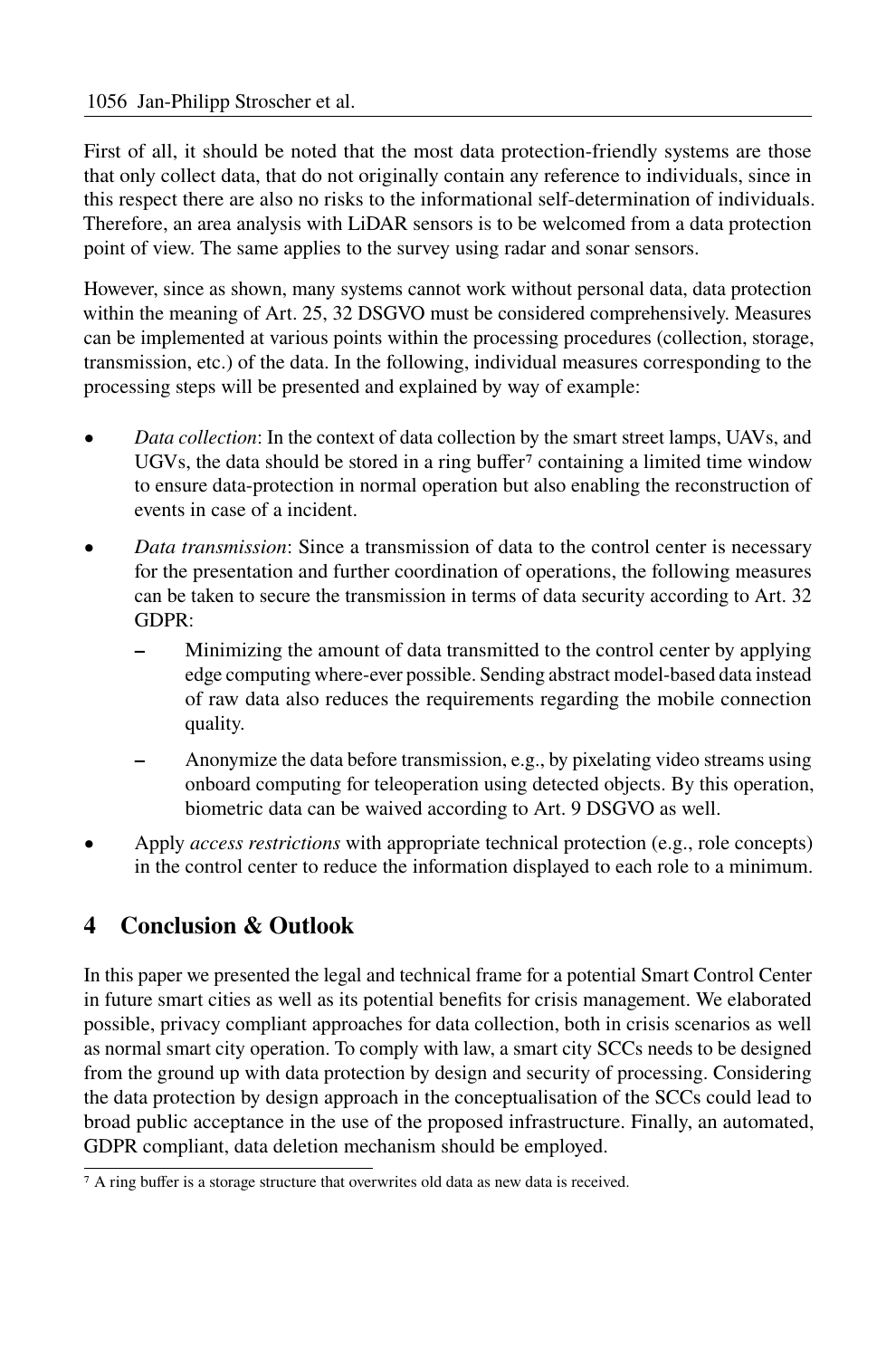First of all, it should be noted that the most data protection-friendly systems are those that only collect data, that do not originally contain any reference to individuals, since in this respect there are also no risks to the informational self-determination of individuals. Therefore, an area analysis with LiDAR sensors is to be welcomed from a data protection point of view. The same applies to the survey using radar and sonar sensors.

However, since as shown, many systems cannot work without personal data, data protection within the meaning of Art. 25, 32 DSGVO must be considered comprehensively. Measures can be implemented at various points within the processing procedures (collection, storage, transmission, etc.) of the data. In the following, individual measures corresponding to the processing steps will be presented and explained by way of example:

- *Data collection*: In the context of data collection by the smart street lamps, UAVs, and UGVs, the data should be stored in a ring buffer[7] containing a limited time window to ensure data-protection in normal operation but also enabling the reconstruction of events in case of a incident.
- *Data transmission*: Since a transmission of data to the control center is necessary for the presentation and further coordination of operations, the following measures can be taken to secure the transmission in terms of data security according to Art. 32 GDPR:
  - Minimizing the amount of data transmitted to the control center by applying edge computing where-ever possible. Sending abstract model-based data instead of raw data also reduces the requirements regarding the mobile connection quality.
  - Anonymize the data before transmission, e.g., by pixelating video streams using onboard computing for teleoperation using detected objects. By this operation, biometric data can be waived according to Art. 9 DSGVO as well.
- Apply *access restrictions* with appropriate technical protection (e.g., role concepts) in the control center to reduce the information displayed to each role to a minimum.

## 4 Conclusion & Outlook

In this paper we presented the legal and technical frame for a potential Smart Control Center in future smart cities as well as its potential benefits for crisis management. We elaborated possible, privacy compliant approaches for data collection, both in crisis scenarios as well as normal smart city operation. To comply with law, a smart city SCCs needs to be designed from the ground up with data protection by design and security of processing. Considering the data protection by design approach in the conceptualisation of the SCCs could lead to broad public acceptance in the use of the proposed infrastructure. Finally, an automated, GDPR compliant, data deletion mechanism should be employed.

[7] A ring buffer is a storage structure that overwrites old data as new data is received.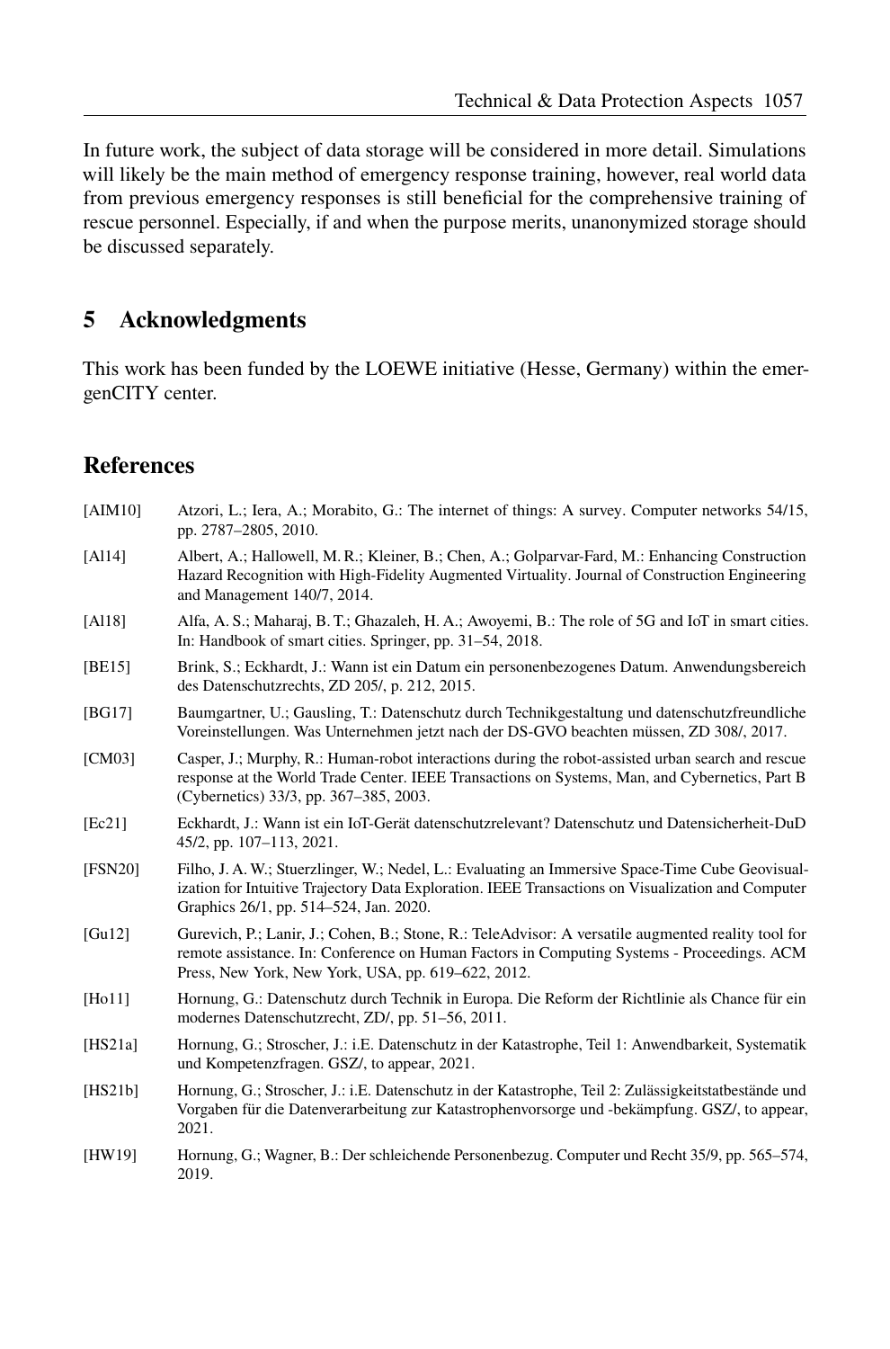In future work, the subject of data storage will be considered in more detail. Simulations will likely be the main method of emergency response training, however, real world data from previous emergency responses is still beneficial for the comprehensive training of rescue personnel. Especially, if and when the purpose merits, unanonymized storage should be discussed separately.

## 5 Acknowledgments

This work has been funded by the LOEWE initiative (Hesse, Germany) within the emergenCITY center.

## References

[AIM10] Atzori, L.; Iera, A.; Morabito, G.: The internet of things: A survey. Computer networks 54/15, pp. 2787–2805, 2010.

[Al14] Albert, A.; Hallowell, M. R.; Kleiner, B.; Chen, A.; Golparvar-Fard, M.: Enhancing Construction Hazard Recognition with High-Fidelity Augmented Virtuality. Journal of Construction Engineering and Management 140/7, 2014.

[Al18] Alfa, A. S.; Maharaj, B. T.; Ghazaleh, H. A.; Awoyemi, B.: The role of 5G and IoT in smart cities. In: Handbook of smart cities. Springer, pp. 31–54, 2018.

[BE15] Brink, S.; Eckhardt, J.: Wann ist ein Datum ein personenbezogenes Datum. Anwendungsbereich des Datenschutzrechts, ZD 205/, p. 212, 2015.

[BG17] Baumgartner, U.; Gausling, T.: Datenschutz durch Technikgestaltung und datenschutzfreundliche Voreinstellungen. Was Unternehmen jetzt nach der DS-GVO beachten müssen, ZD 308/, 2017.

[CM03] Casper, J.; Murphy, R.: Human-robot interactions during the robot-assisted urban search and rescue response at the World Trade Center. IEEE Transactions on Systems, Man, and Cybernetics, Part B (Cybernetics) 33/3, pp. 367–385, 2003.

[Ec21] Eckhardt, J.: Wann ist ein IoT-Gerät datenschutzrelevant? Datenschutz und Datensicherheit-DuD 45/2, pp. 107–113, 2021.

[FSN20] Filho, J. A. W.; Stuerzlinger, W.; Nedel, L.: Evaluating an Immersive Space-Time Cube Geovisualization for Intuitive Trajectory Data Exploration. IEEE Transactions on Visualization and Computer Graphics 26/1, pp. 514–524, Jan. 2020.

[Gu12] Gurevich, P.; Lanir, J.; Cohen, B.; Stone, R.: TeleAdvisor: A versatile augmented reality tool for remote assistance. In: Conference on Human Factors in Computing Systems - Proceedings. ACM Press, New York, New York, USA, pp. 619–622, 2012.

[Ho11] Hornung, G.: Datenschutz durch Technik in Europa. Die Reform der Richtlinie als Chance für ein modernes Datenschutzrecht, ZD/, pp. 51–56, 2011.

[HS21a] Hornung, G.; Stroscher, J.: i.E. Datenschutz in der Katastrophe, Teil 1: Anwendbarkeit, Systematik und Kompetenzfragen. GSZ/, to appear, 2021.

[HS21b] Hornung, G.; Stroscher, J.: i.E. Datenschutz in der Katastrophe, Teil 2: Zulässigkeitstatbestände und Vorgaben für die Datenverarbeitung zur Katastrophenvorsorge und -bekämpfung. GSZ/, to appear, 2021.

[HW19] Hornung, G.; Wagner, B.: Der schleichende Personenbezug. Computer und Recht 35/9, pp. 565–574, 2019.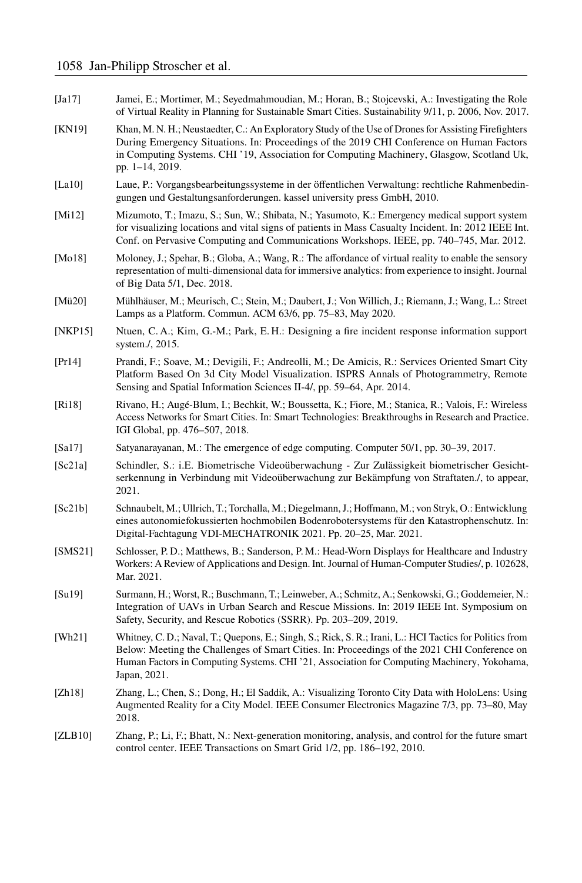[Ja17] Jamei, E.; Mortimer, M.; Seyedmahmoudian, M.; Horan, B.; Stojcevski, A.: Investigating the Role of Virtual Reality in Planning for Sustainable Smart Cities. Sustainability 9/11, p. 2006, Nov. 2017.

[KN19] Khan, M. N. H.; Neustaedter, C.: An Exploratory Study of the Use of Drones for Assisting Firefighters During Emergency Situations. In: Proceedings of the 2019 CHI Conference on Human Factors in Computing Systems. CHI '19, Association for Computing Machinery, Glasgow, Scotland Uk, pp. 1–14, 2019.

[La10] Laue, P.: Vorgangsbearbeitungssysteme in der öffentlichen Verwaltung: rechtliche Rahmenbedingungen und Gestaltungsanforderungen. kassel university press GmbH, 2010.

[Mi12] Mizumoto, T.; Imazu, S.; Sun, W.; Shibata, N.; Yasumoto, K.: Emergency medical support system for visualizing locations and vital signs of patients in Mass Casualty Incident. In: 2012 IEEE Int. Conf. on Pervasive Computing and Communications Workshops. IEEE, pp. 740–745, Mar. 2012.

[Mo18] Moloney, J.; Spehar, B.; Globa, A.; Wang, R.: The affordance of virtual reality to enable the sensory representation of multi-dimensional data for immersive analytics: from experience to insight. Journal of Big Data 5/1, Dec. 2018.

[Mü20] Mühlhäuser, M.; Meurisch, C.; Stein, M.; Daubert, J.; Von Willich, J.; Riemann, J.; Wang, L.: Street Lamps as a Platform. Commun. ACM 63/6, pp. 75–83, May 2020.

[NKP15] Ntuen, C. A.; Kim, G.-M.; Park, E. H.: Designing a fire incident response information support system./, 2015.

[Pr14] Prandi, F.; Soave, M.; Devigili, F.; Andreolli, M.; De Amicis, R.: Services Oriented Smart City Platform Based On 3d City Model Visualization. ISPRS Annals of Photogrammetry, Remote Sensing and Spatial Information Sciences II-4/, pp. 59–64, Apr. 2014.

[Ri18] Rivano, H.; Augé-Blum, I.; Bechkit, W.; Boussetta, K.; Fiore, M.; Stanica, R.; Valois, F.: Wireless Access Networks for Smart Cities. In: Smart Technologies: Breakthroughs in Research and Practice. IGI Global, pp. 476–507, 2018.

[Sa17] Satyanarayanan, M.: The emergence of edge computing. Computer 50/1, pp. 30–39, 2017.

[Sc21a] Schindler, S.: i.E. Biometrische Videoüberwachung - Zur Zulässigkeit biometrischer Gesichtserkennung in Verbindung mit Videoüberwachung zur Bekämpfung von Straftaten./, to appear, 2021.

[Sc21b] Schnaubelt, M.; Ullrich, T.; Torchalla, M.; Diegelmann, J.; Hoffmann, M.; von Stryk, O.: Entwicklung eines autonomiefokussierten hochmobilen Bodenrobotersystems für den Katastrophenschutz. In: Digital-Fachtagung VDI-MECHATRONIK 2021. Pp. 20–25, Mar. 2021.

[SMS21] Schlosser, P. D.; Matthews, B.; Sanderson, P. M.: Head-Worn Displays for Healthcare and Industry Workers: A Review of Applications and Design. Int. Journal of Human-Computer Studies/, p. 102628, Mar. 2021.

[Su19] Surmann, H.; Worst, R.; Buschmann, T.; Leinweber, A.; Schmitz, A.; Senkowski, G.; Goddemeier, N.: Integration of UAVs in Urban Search and Rescue Missions. In: 2019 IEEE Int. Symposium on Safety, Security, and Rescue Robotics (SSRR). Pp. 203–209, 2019.

[Wh21] Whitney, C. D.; Naval, T.; Quepons, E.; Singh, S.; Rick, S. R.; Irani, L.: HCI Tactics for Politics from Below: Meeting the Challenges of Smart Cities. In: Proceedings of the 2021 CHI Conference on Human Factors in Computing Systems. CHI '21, Association for Computing Machinery, Yokohama, Japan, 2021.

[Zh18] Zhang, L.; Chen, S.; Dong, H.; El Saddik, A.: Visualizing Toronto City Data with HoloLens: Using Augmented Reality for a City Model. IEEE Consumer Electronics Magazine 7/3, pp. 73–80, May 2018.

[ZLB10] Zhang, P.; Li, F.; Bhatt, N.: Next-generation monitoring, analysis, and control for the future smart control center. IEEE Transactions on Smart Grid 1/2, pp. 186–192, 2010.